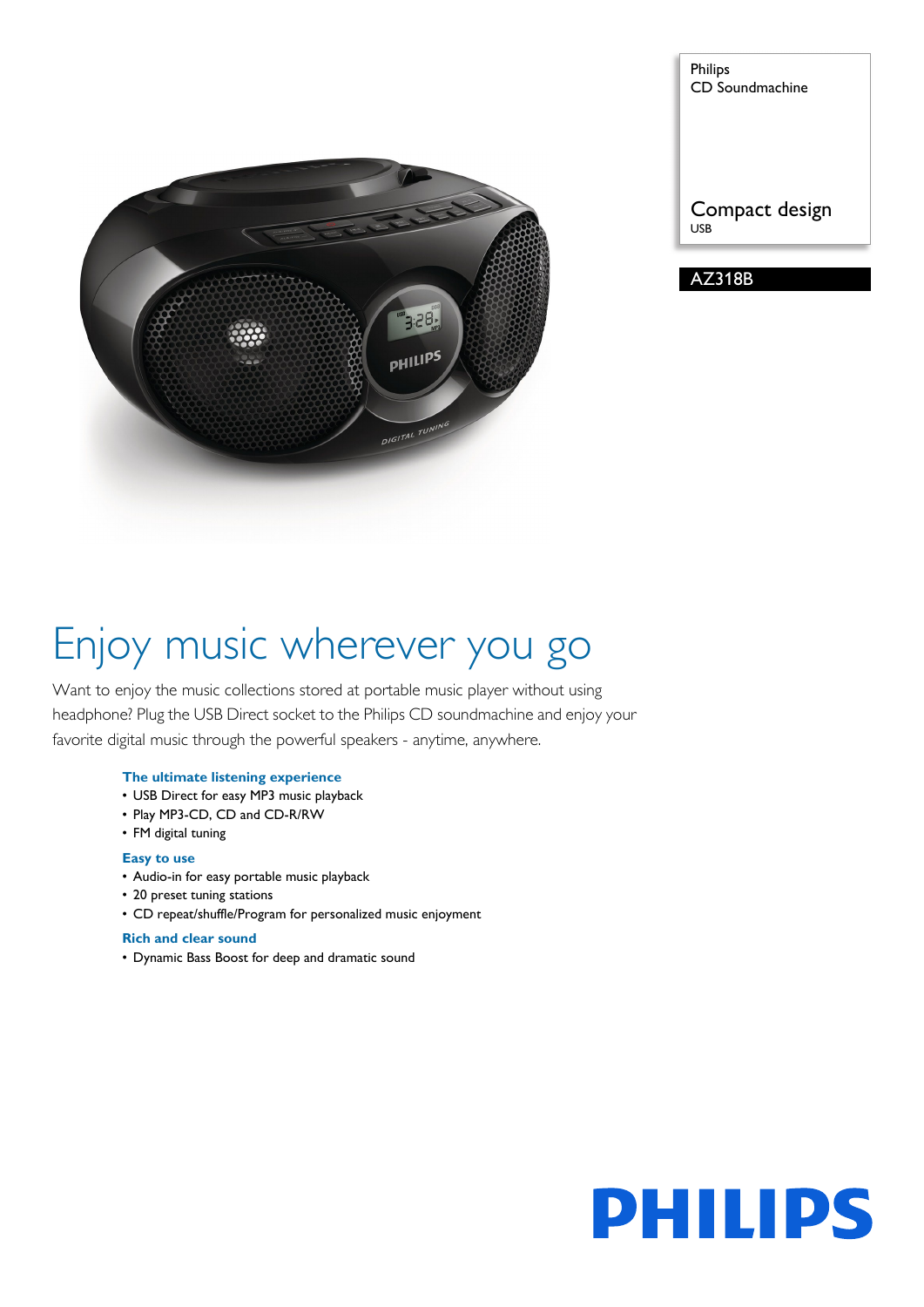Philips
CD Soundmachine

Compact design
USB

AZ318B

# Enjoy music wherever you go

Want to enjoy the music collections stored at portable music player without using headphone? Plug the USB Direct socket to the Philips CD soundmachine and enjoy your favorite digital music through the powerful speakers - anytime, anywhere.

### The ultimate listening experience
- USB Direct for easy MP3 music playback
- Play MP3-CD, CD and CD-R/RW
- FM digital tuning

### Easy to use
- Audio-in for easy portable music playback
- 20 preset tuning stations
- CD repeat/shuffle/Program for personalized music enjoyment

### Rich and clear sound
- Dynamic Bass Boost for deep and dramatic sound

PHILIPS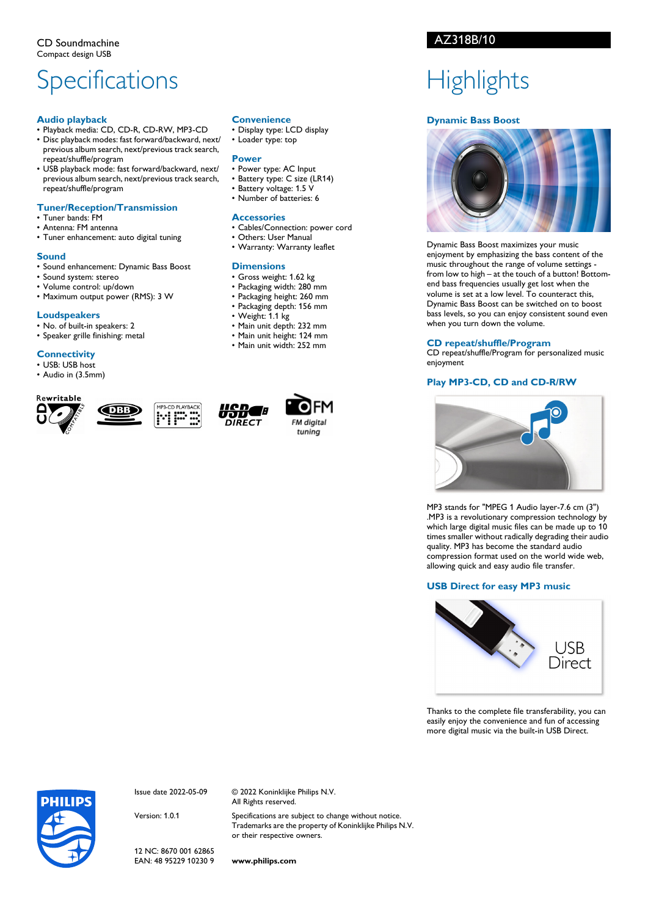CD Soundmachine
Compact design USB

AZ318B/10

# Specifications

## Audio playback
- Playback media: CD, CD-R, CD-RW, MP3-CD
- Disc playback modes: fast forward/backward, next/ previous album search, next/previous track search, repeat/shuffle/program
- USB playback mode: fast forward/backward, next/ previous album search, next/previous track search, repeat/shuffle/program

## Tuner/Reception/Transmission
- Tuner bands: FM
- Antenna: FM antenna
- Tuner enhancement: auto digital tuning

## Sound
- Sound enhancement: Dynamic Bass Boost
- Sound system: stereo
- Volume control: up/down
- Maximum output power (RMS): 3 W

## Loudspeakers
- No. of built-in speakers: 2
- Speaker grille finishing: metal

## Connectivity
- USB: USB host
- Audio in (3.5mm)

## Convenience
- Display type: LCD display
- Loader type: top

## Power
- Power type: AC Input
- Battery type: C size (LR14)
- Battery voltage: 1.5 V
- Number of batteries: 6

## Accessories
- Cables/Connection: power cord
- Others: User Manual
- Warranty: Warranty leaflet

## Dimensions
- Gross weight: 1.62 kg
- Packaging width: 280 mm
- Packaging height: 260 mm
- Packaging depth: 156 mm
- Weight: 1.1 kg
- Main unit depth: 232 mm
- Main unit height: 124 mm
- Main unit width: 252 mm

Rewritable CD Compatible · DBB · MP3-CD PLAYBACK · USB DIRECT · FM digital tuning

# Highlights

## Dynamic Bass Boost
Dynamic Bass Boost maximizes your music enjoyment by emphasizing the bass content of the music throughout the range of volume settings - from low to high – at the touch of a button! Bottom-end bass frequencies usually get lost when the volume is set at a low level. To counteract this, Dynamic Bass Boost can be switched on to boost bass levels, so you can enjoy consistent sound even when you turn down the volume.

## CD repeat/shuffle/Program
CD repeat/shuffle/Program for personalized music enjoyment

## Play MP3-CD, CD and CD-R/RW
MP3 stands for "MPEG 1 Audio layer-7.6 cm (3") .MP3 is a revolutionary compression technology by which large digital music files can be made up to 10 times smaller without radically degrading their audio quality. MP3 has become the standard audio compression format used on the world wide web, allowing quick and easy audio file transfer.

## USB Direct for easy MP3 music
USB Direct

Thanks to the complete file transferability, you can easily enjoy the convenience and fun of accessing more digital music via the built-in USB Direct.

PHILIPS

Issue date 2022-05-09

Version: 1.0.1

12 NC: 8670 001 62865
EAN: 48 95229 10230 9

© 2022 Koninklijke Philips N.V.
All Rights reserved.

Specifications are subject to change without notice. Trademarks are the property of Koninklijke Philips N.V. or their respective owners.

**www.philips.com**